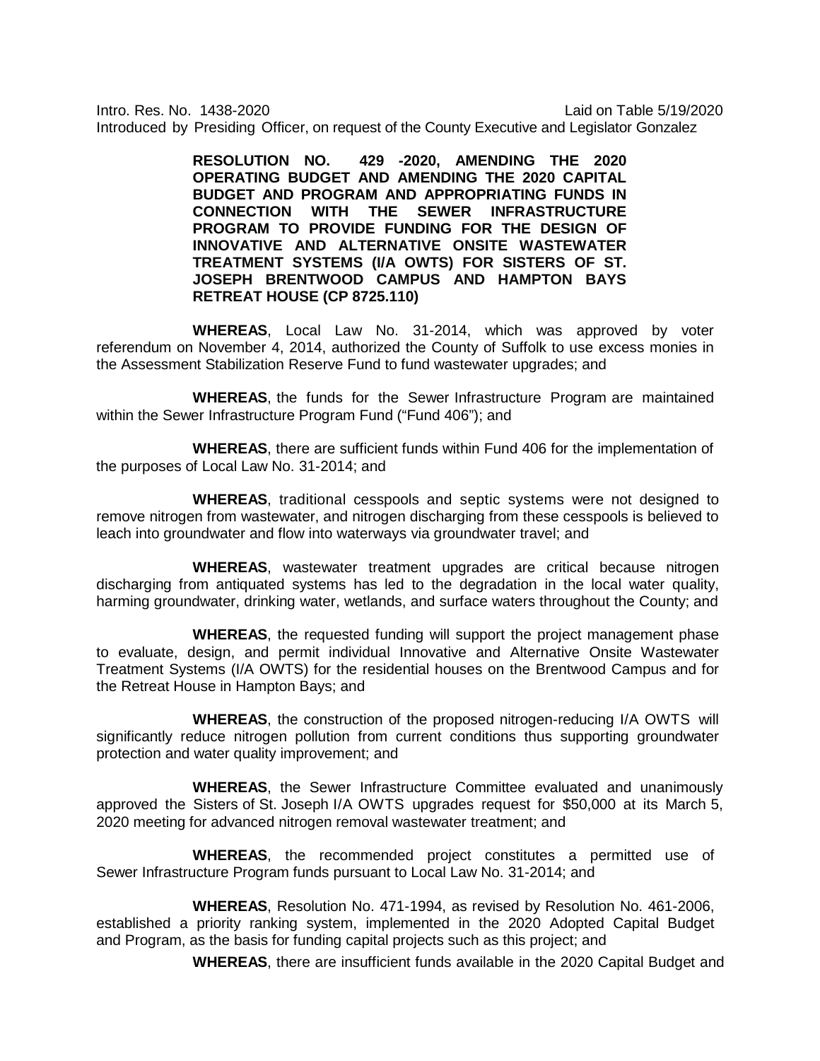Intro. Res. No. 1438-2020 Laid on Table 5/19/2020

Introduced by Presiding Officer, on request of the County Executive and Legislator Gonzalez

**RESOLUTION NO. 429 -2020, AMENDING THE 2020 OPERATING BUDGET AND AMENDING THE 2020 CAPITAL BUDGET AND PROGRAM AND APPROPRIATING FUNDS IN CONNECTION WITH THE SEWER INFRASTRUCTURE PROGRAM TO PROVIDE FUNDING FOR THE DESIGN OF INNOVATIVE AND ALTERNATIVE ONSITE WASTEWATER TREATMENT SYSTEMS (I/A OWTS) FOR SISTERS OF ST. JOSEPH BRENTWOOD CAMPUS AND HAMPTON BAYS RETREAT HOUSE (CP 8725.110)**

**WHEREAS**, Local Law No. 31-2014, which was approved by voter referendum on November 4, 2014, authorized the County of Suffolk to use excess monies in the Assessment Stabilization Reserve Fund to fund wastewater upgrades; and

**WHEREAS**, the funds for the Sewer Infrastructure Program are maintained within the Sewer Infrastructure Program Fund ("Fund 406"); and

**WHEREAS**, there are sufficient funds within Fund 406 for the implementation of the purposes of Local Law No. 31-2014; and

**WHEREAS**, traditional cesspools and septic systems were not designed to remove nitrogen from wastewater, and nitrogen discharging from these cesspools is believed to leach into groundwater and flow into waterways via groundwater travel; and

**WHEREAS**, wastewater treatment upgrades are critical because nitrogen discharging from antiquated systems has led to the degradation in the local water quality, harming groundwater, drinking water, wetlands, and surface waters throughout the County; and

**WHEREAS**, the requested funding will support the project management phase to evaluate, design, and permit individual Innovative and Alternative Onsite Wastewater Treatment Systems (I/A OWTS) for the residential houses on the Brentwood Campus and for the Retreat House in Hampton Bays; and

**WHEREAS**, the construction of the proposed nitrogen-reducing I/A OWTS will significantly reduce nitrogen pollution from current conditions thus supporting groundwater protection and water quality improvement; and

**WHEREAS**, the Sewer Infrastructure Committee evaluated and unanimously approved the Sisters of St. Joseph I/A OWTS upgrades request for $50,000 at its March 5, 2020 meeting for advanced nitrogen removal wastewater treatment; and

**WHEREAS**, the recommended project constitutes a permitted use of Sewer Infrastructure Program funds pursuant to Local Law No. 31-2014; and

**WHEREAS**, Resolution No. 471-1994, as revised by Resolution No. 461-2006, established a priority ranking system, implemented in the 2020 Adopted Capital Budget and Program, as the basis for funding capital projects such as this project; and

**WHEREAS**, there are insufficient funds available in the 2020 Capital Budget and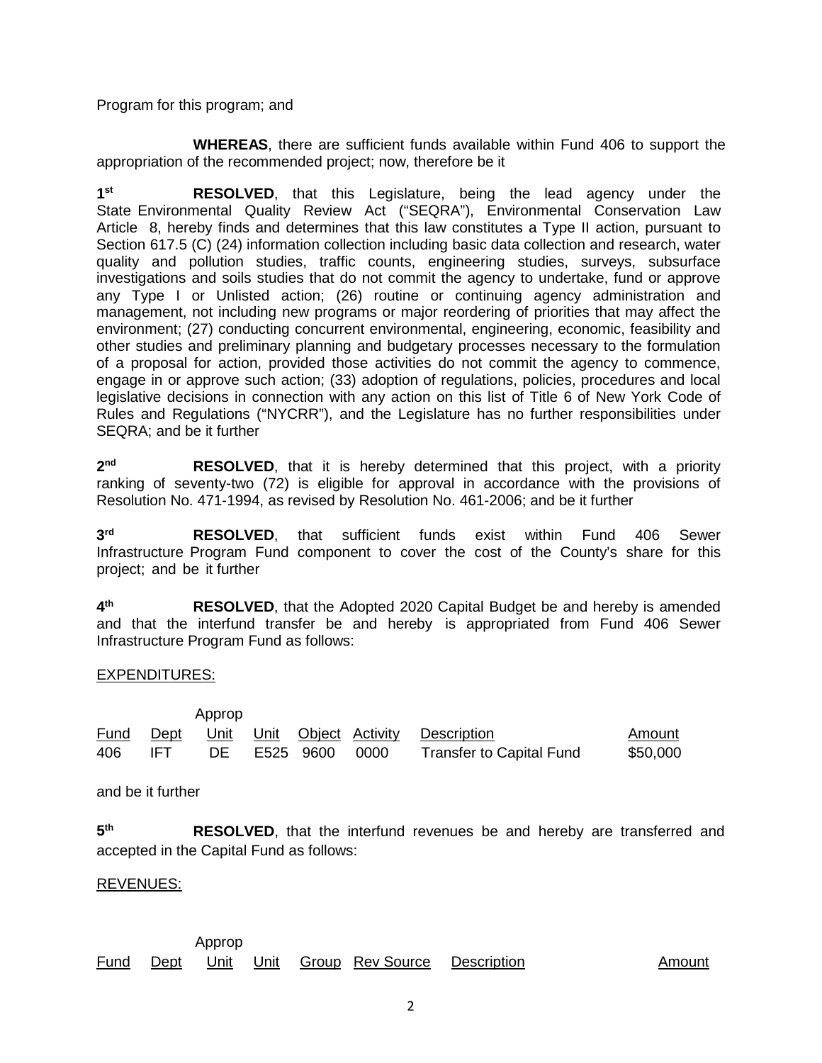Program for this program; and

**WHEREAS**, there are sufficient funds available within Fund 406 to support the appropriation of the recommended project; now, therefore be it

1st **RESOLVED**, that this Legislature, being the lead agency under the State Environmental Quality Review Act ("SEQRA"), Environmental Conservation Law Article 8, hereby finds and determines that this law constitutes a Type II action, pursuant to Section 617.5 (C) (24) information collection including basic data collection and research, water quality and pollution studies, traffic counts, engineering studies, surveys, subsurface investigations and soils studies that do not commit the agency to undertake, fund or approve any Type I or Unlisted action; (26) routine or continuing agency administration and management, not including new programs or major reordering of priorities that may affect the environment; (27) conducting concurrent environmental, engineering, economic, feasibility and other studies and preliminary planning and budgetary processes necessary to the formulation of a proposal for action, provided those activities do not commit the agency to commence, engage in or approve such action; (33) adoption of regulations, policies, procedures and local legislative decisions in connection with any action on this list of Title 6 of New York Code of Rules and Regulations ("NYCRR"), and the Legislature has no further responsibilities under SEQRA; and be it further

2nd **RESOLVED**, that it is hereby determined that this project, with a priority ranking of seventy-two (72) is eligible for approval in accordance with the provisions of Resolution No. 471-1994, as revised by Resolution No. 461-2006; and be it further

3rd **RESOLVED**, that sufficient funds exist within Fund 406 Sewer Infrastructure Program Fund component to cover the cost of the County's share for this project; and be it further

4th **RESOLVED**, that the Adopted 2020 Capital Budget be and hereby is amended and that the interfund transfer be and hereby is appropriated from Fund 406 Sewer Infrastructure Program Fund as follows:

EXPENDITURES:

| Fund | Dept | Approp Unit | Unit | Object | Activity | Description | Amount |
|---|---|---|---|---|---|---|---|
| 406 | IFT | DE | E525 | 9600 | 0000 | Transfer to Capital Fund | $50,000 |

and be it further

5th **RESOLVED**, that the interfund revenues be and hereby are transferred and accepted in the Capital Fund as follows:

REVENUES:

| Fund | Dept | Approp Unit | Unit | Group | Rev Source | Description | Amount |
|---|---|---|---|---|---|---|---|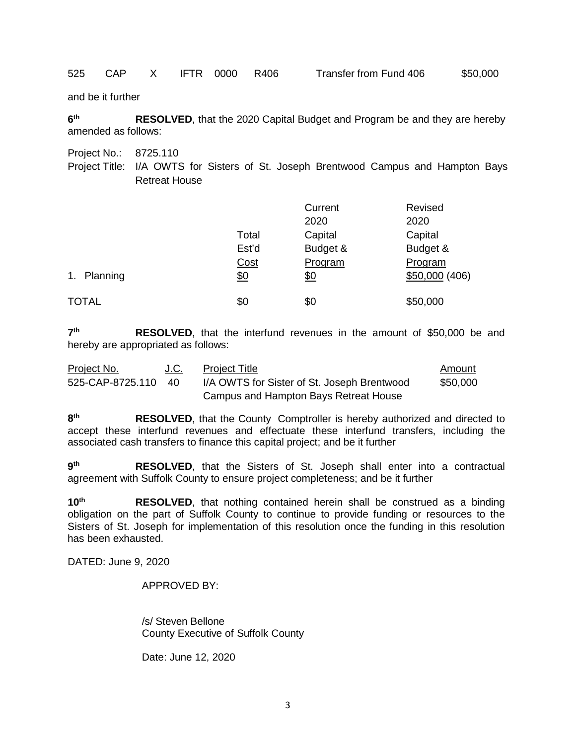| | | | | | | | |
|---|---|---|---|---|---|---|---|
| 525 | CAP | X | IFTR | 0000 | R406 | Transfer from Fund 406 | $50,000 |

and be it further

6th **RESOLVED**, that the 2020 Capital Budget and Program be and they are hereby amended as follows:

Project No.: 8725.110
Project Title: I/A OWTS for Sisters of St. Joseph Brentwood Campus and Hampton Bays Retreat House

| | Total Est'd Cost | Current 2020 Capital Budget & Program | Revised 2020 Capital Budget & Program |
|---|---|---|---|
| 1. Planning | $0 | $0 | $50,000 (406) |
| TOTAL | $0 | $0 | $50,000 |

7th **RESOLVED**, that the interfund revenues in the amount of $50,000 be and hereby are appropriated as follows:

| Project No. | J.C. | Project Title | Amount |
|---|---|---|---|
| 525-CAP-8725.110 | 40 | I/A OWTS for Sister of St. Joseph Brentwood Campus and Hampton Bays Retreat House | $50,000 |

8th **RESOLVED**, that the County Comptroller is hereby authorized and directed to accept these interfund revenues and effectuate these interfund transfers, including the associated cash transfers to finance this capital project; and be it further

9th **RESOLVED**, that the Sisters of St. Joseph shall enter into a contractual agreement with Suffolk County to ensure project completeness; and be it further

10th **RESOLVED**, that nothing contained herein shall be construed as a binding obligation on the part of Suffolk County to continue to provide funding or resources to the Sisters of St. Joseph for implementation of this resolution once the funding in this resolution has been exhausted.

DATED: June 9, 2020

APPROVED BY:

/s/ Steven Bellone
County Executive of Suffolk County

Date: June 12, 2020